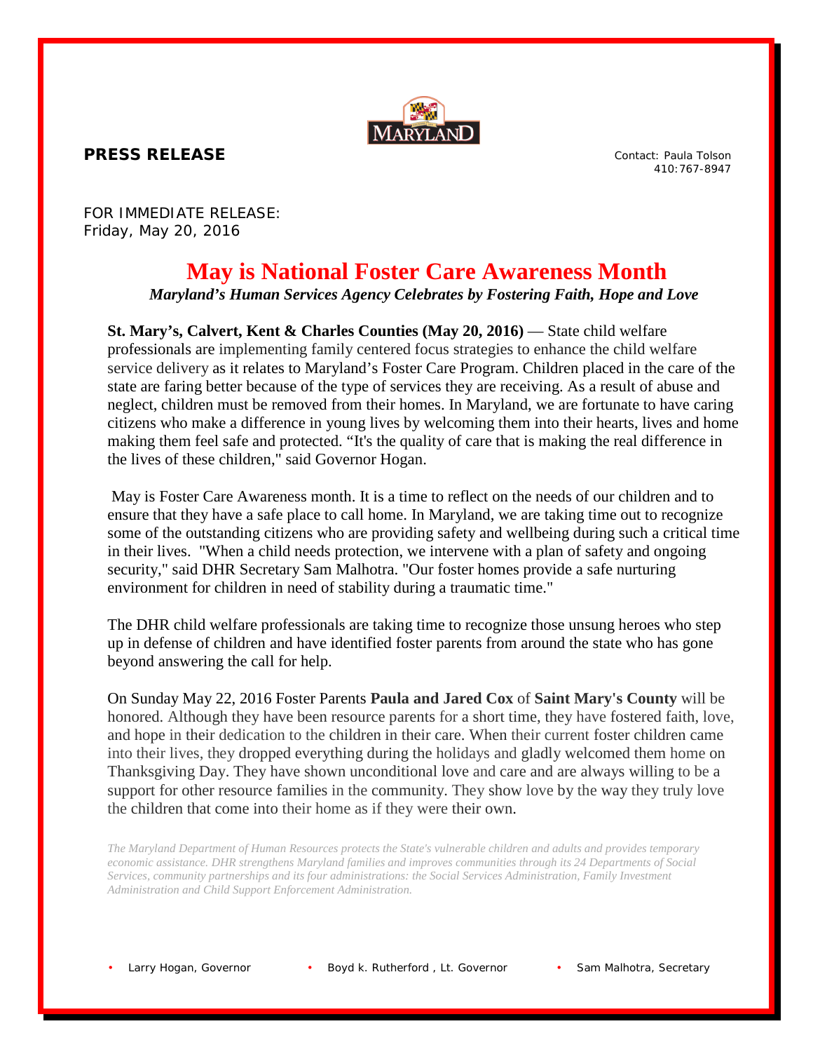**PRESS RELEASE**

Contact: Paula Tolson
410:767-8947

FOR IMMEDIATE RELEASE:
Friday, May 20, 2016

# May is National Foster Care Awareness Month

***Maryland's Human Services Agency Celebrates by Fostering Faith, Hope and Love***

**St. Mary's, Calvert, Kent & Charles Counties (May 20, 2016)** — State child welfare professionals are implementing family centered focus strategies to enhance the child welfare service delivery as it relates to Maryland's Foster Care Program. Children placed in the care of the state are faring better because of the type of services they are receiving. As a result of abuse and neglect, children must be removed from their homes. In Maryland, we are fortunate to have caring citizens who make a difference in young lives by welcoming them into their hearts, lives and home making them feel safe and protected. "It's the quality of care that is making the real difference in the lives of these children," said Governor Hogan.

May is Foster Care Awareness month. It is a time to reflect on the needs of our children and to ensure that they have a safe place to call home. In Maryland, we are taking time out to recognize some of the outstanding citizens who are providing safety and wellbeing during such a critical time in their lives. "When a child needs protection, we intervene with a plan of safety and ongoing security," said DHR Secretary Sam Malhotra. "Our foster homes provide a safe nurturing environment for children in need of stability during a traumatic time."

The DHR child welfare professionals are taking time to recognize those unsung heroes who step up in defense of children and have identified foster parents from around the state who has gone beyond answering the call for help.

On Sunday May 22, 2016 Foster Parents **Paula and Jared Cox** of **Saint Mary's County** will be honored. Although they have been resource parents for a short time, they have fostered faith, love, and hope in their dedication to the children in their care. When their current foster children came into their lives, they dropped everything during the holidays and gladly welcomed them home on Thanksgiving Day. They have shown unconditional love and care and are always willing to be a support for other resource families in the community. They show love by the way they truly love the children that come into their home as if they were their own.

*The Maryland Department of Human Resources protects the State's vulnerable children and adults and provides temporary economic assistance. DHR strengthens Maryland families and improves communities through its 24 Departments of Social Services, community partnerships and its four administrations: the Social Services Administration, Family Investment Administration and Child Support Enforcement Administration.*

- Larry Hogan, Governor
- Boyd k. Rutherford , Lt. Governor
- Sam Malhotra, Secretary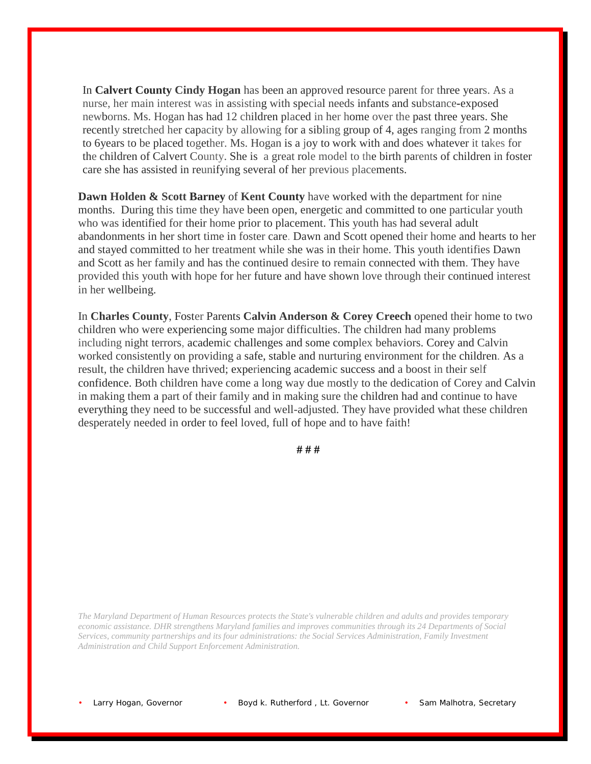In **Calvert County Cindy Hogan** has been an approved resource parent for three years. As a nurse, her main interest was in assisting with special needs infants and substance-exposed newborns. Ms. Hogan has had 12 children placed in her home over the past three years. She recently stretched her capacity by allowing for a sibling group of 4, ages ranging from 2 months to 6years to be placed together. Ms. Hogan is a joy to work with and does whatever it takes for the children of Calvert County. She is  a great role model to the birth parents of children in foster care she has assisted in reunifying several of her previous placements.

**Dawn Holden & Scott Barney** of **Kent County** have worked with the department for nine months.  During this time they have been open, energetic and committed to one particular youth who was identified for their home prior to placement. This youth has had several adult abandonments in her short time in foster care. Dawn and Scott opened their home and hearts to her and stayed committed to her treatment while she was in their home. This youth identifies Dawn and Scott as her family and has the continued desire to remain connected with them. They have provided this youth with hope for her future and have shown love through their continued interest in her wellbeing.

In **Charles County**, Foster Parents **Calvin Anderson & Corey Creech** opened their home to two children who were experiencing some major difficulties. The children had many problems including night terrors, academic challenges and some complex behaviors. Corey and Calvin worked consistently on providing a safe, stable and nurturing environment for the children. As a result, the children have thrived; experiencing academic success and a boost in their self confidence. Both children have come a long way due mostly to the dedication of Corey and Calvin in making them a part of their family and in making sure the children had and continue to have everything they need to be successful and well-adjusted. They have provided what these children desperately needed in order to feel loved, full of hope and to have faith!

# # #

*The Maryland Department of Human Resources protects the State's vulnerable children and adults and provides temporary economic assistance. DHR strengthens Maryland families and improves communities through its 24 Departments of Social Services, community partnerships and its four administrations: the Social Services Administration, Family Investment Administration and Child Support Enforcement Administration.*

- Larry Hogan, Governor
- Boyd k. Rutherford , Lt. Governor
- Sam Malhotra, Secretary